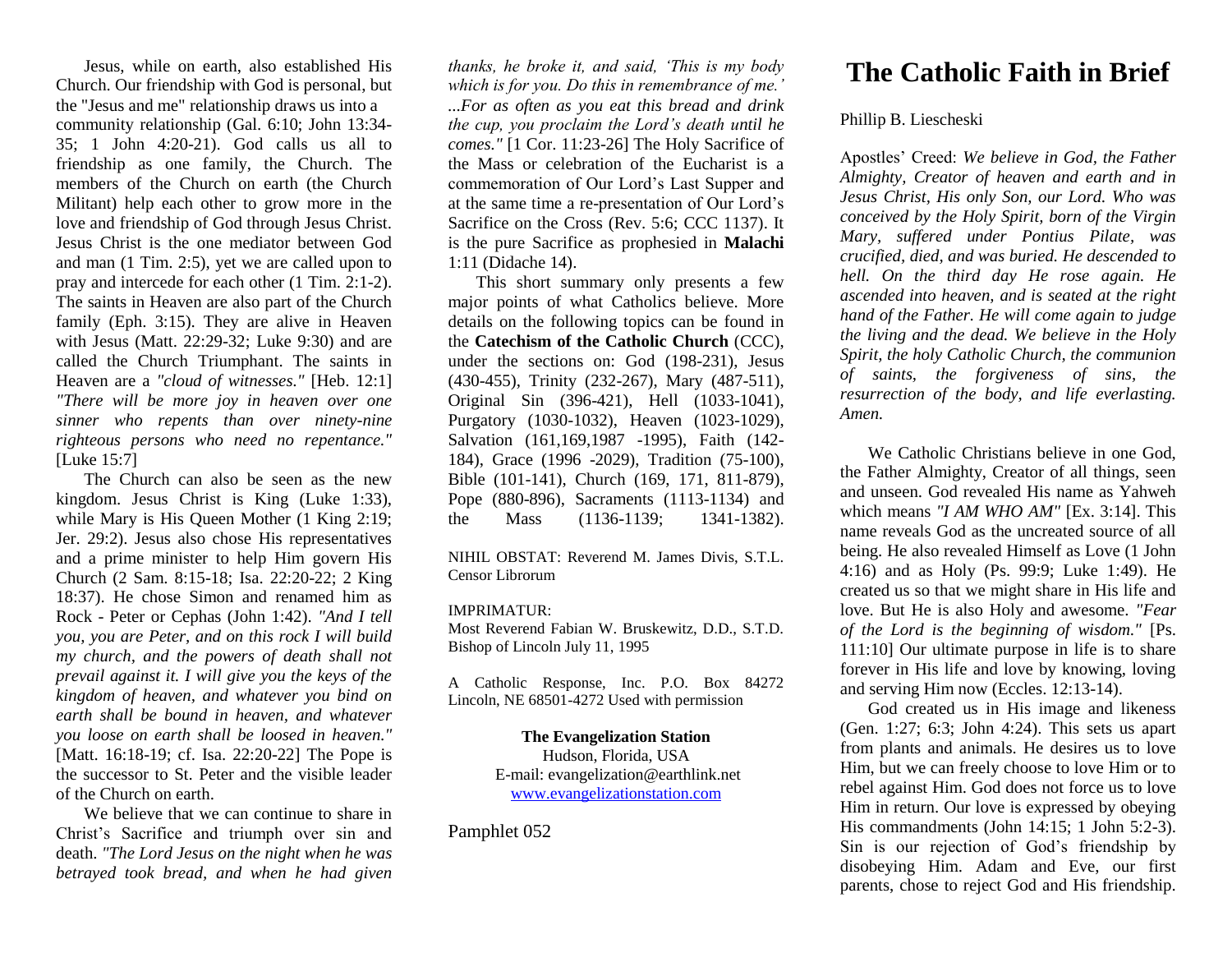Jesus, while on earth, also established His Church. Our friendship with God is personal, but the "Jesus and me" relationship draws us into a community relationship (Gal. 6:10; John 13:34-35; 1 John 4:20-21). God calls us all to friendship as one family, the Church. The members of the Church on earth (the Church Militant) help each other to grow more in the love and friendship of God through Jesus Christ. Jesus Christ is the one mediator between God and man (1 Tim. 2:5), yet we are called upon to pray and intercede for each other (1 Tim. 2:1-2). The saints in Heaven are also part of the Church family (Eph. 3:15). They are alive in Heaven with Jesus (Matt. 22:29-32; Luke 9:30) and are called the Church Triumphant. The saints in Heaven are a *"cloud of witnesses."* [Heb. 12:1] *"There will be more joy in heaven over one sinner who repents than over ninety-nine righteous persons who need no repentance."* [Luke 15:7]

The Church can also be seen as the new kingdom. Jesus Christ is King (Luke 1:33), while Mary is His Queen Mother (1 King 2:19; Jer. 29:2). Jesus also chose His representatives and a prime minister to help Him govern His Church (2 Sam. 8:15-18; Isa. 22:20-22; 2 King 18:37). He chose Simon and renamed him as Rock - Peter or Cephas (John 1:42). *"And I tell you, you are Peter, and on this rock I will build my church, and the powers of death shall not prevail against it. I will give you the keys of the kingdom of heaven, and whatever you bind on earth shall be bound in heaven, and whatever you loose on earth shall be loosed in heaven."* [Matt. 16:18-19; cf. Isa. 22:20-22] The Pope is the successor to St. Peter and the visible leader of the Church on earth.

We believe that we can continue to share in Christ's Sacrifice and triumph over sin and death. *"The Lord Jesus on the night when he was betrayed took bread, and when he had given thanks, he broke it, and said, 'This is my body which is for you. Do this in remembrance of me.' ...For as often as you eat this bread and drink the cup, you proclaim the Lord's death until he comes."* [1 Cor. 11:23-26] The Holy Sacrifice of the Mass or celebration of the Eucharist is a commemoration of Our Lord's Last Supper and at the same time a re-presentation of Our Lord's Sacrifice on the Cross (Rev. 5:6; CCC 1137). It is the pure Sacrifice as prophesied in **Malachi** 1:11 (Didache 14).

This short summary only presents a few major points of what Catholics believe. More details on the following topics can be found in the **Catechism of the Catholic Church** (CCC), under the sections on: God (198-231), Jesus (430-455), Trinity (232-267), Mary (487-511), Original Sin (396-421), Hell (1033-1041), Purgatory (1030-1032), Heaven (1023-1029), Salvation (161,169,1987 -1995), Faith (142-184), Grace (1996 -2029), Tradition (75-100), Bible (101-141), Church (169, 171, 811-879), Pope (880-896), Sacraments (1113-1134) and the Mass (1136-1139; 1341-1382).

NIHIL OBSTAT: Reverend M. James Divis, S.T.L. Censor Librorum

IMPRIMATUR:
Most Reverend Fabian W. Bruskewitz, D.D., S.T.D. Bishop of Lincoln July 11, 1995

A Catholic Response, Inc. P.O. Box 84272 Lincoln, NE 68501-4272 Used with permission

**The Evangelization Station**
Hudson, Florida, USA
E-mail: evangelization@earthlink.net
www.evangelizationstation.com

Pamphlet 052

# The Catholic Faith in Brief

Phillip B. Liescheski

Apostles' Creed: *We believe in God, the Father Almighty, Creator of heaven and earth and in Jesus Christ, His only Son, our Lord. Who was conceived by the Holy Spirit, born of the Virgin Mary, suffered under Pontius Pilate, was crucified, died, and was buried. He descended to hell. On the third day He rose again. He ascended into heaven, and is seated at the right hand of the Father. He will come again to judge the living and the dead. We believe in the Holy Spirit, the holy Catholic Church, the communion of saints, the forgiveness of sins, the resurrection of the body, and life everlasting. Amen.*

We Catholic Christians believe in one God, the Father Almighty, Creator of all things, seen and unseen. God revealed His name as Yahweh which means *"I AM WHO AM"* [Ex. 3:14]. This name reveals God as the uncreated source of all being. He also revealed Himself as Love (1 John 4:16) and as Holy (Ps. 99:9; Luke 1:49). He created us so that we might share in His life and love. But He is also Holy and awesome. *"Fear of the Lord is the beginning of wisdom."* [Ps. 111:10] Our ultimate purpose in life is to share forever in His life and love by knowing, loving and serving Him now (Eccles. 12:13-14).

God created us in His image and likeness (Gen. 1:27; 6:3; John 4:24). This sets us apart from plants and animals. He desires us to love Him, but we can freely choose to love Him or to rebel against Him. God does not force us to love Him in return. Our love is expressed by obeying His commandments (John 14:15; 1 John 5:2-3). Sin is our rejection of God's friendship by disobeying Him. Adam and Eve, our first parents, chose to reject God and His friendship.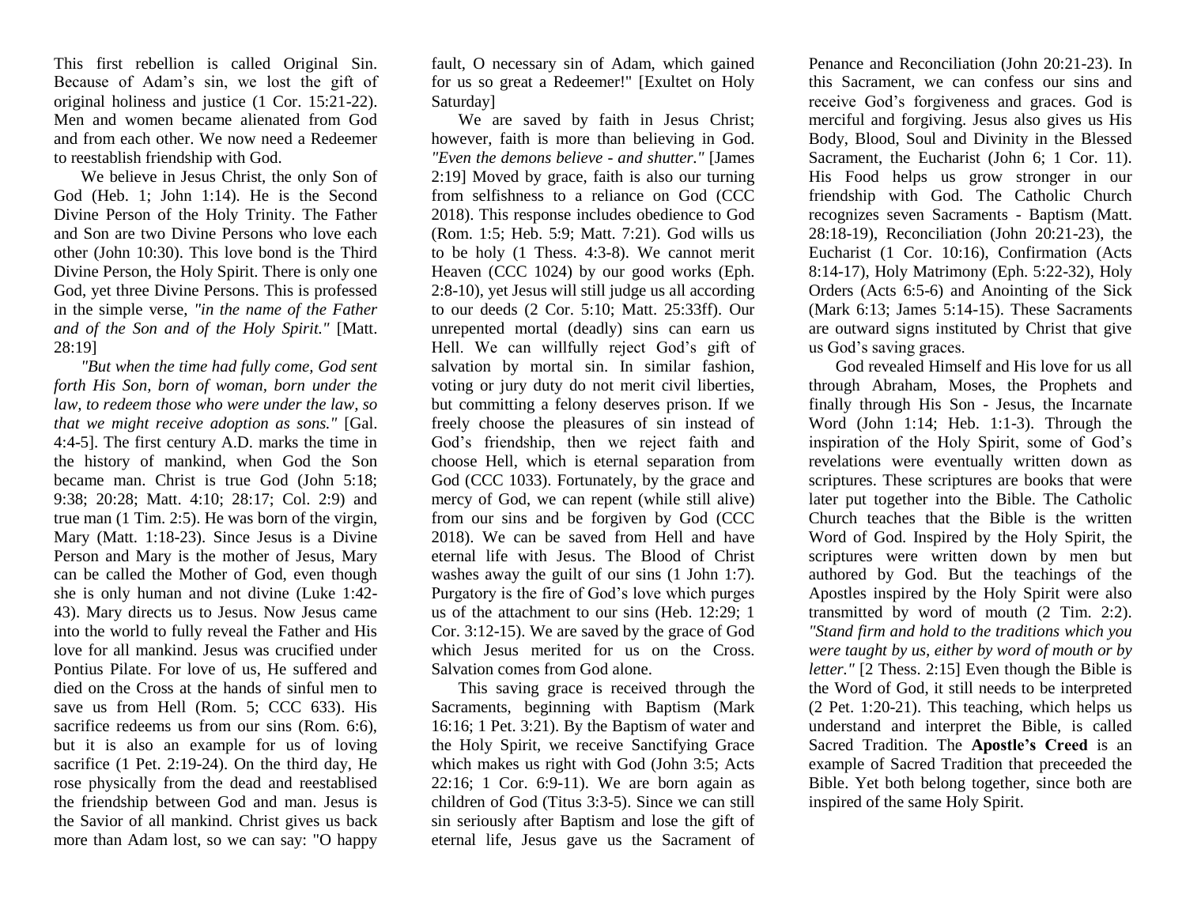This first rebellion is called Original Sin. Because of Adam's sin, we lost the gift of original holiness and justice (1 Cor. 15:21-22). Men and women became alienated from God and from each other. We now need a Redeemer to reestablish friendship with God.

We believe in Jesus Christ, the only Son of God (Heb. 1; John 1:14). He is the Second Divine Person of the Holy Trinity. The Father and Son are two Divine Persons who love each other (John 10:30). This love bond is the Third Divine Person, the Holy Spirit. There is only one God, yet three Divine Persons. This is professed in the simple verse, *"in the name of the Father and of the Son and of the Holy Spirit."* [Matt. 28:19]

*"But when the time had fully come, God sent forth His Son, born of woman, born under the law, to redeem those who were under the law, so that we might receive adoption as sons."* [Gal. 4:4-5]. The first century A.D. marks the time in the history of mankind, when God the Son became man. Christ is true God (John 5:18; 9:38; 20:28; Matt. 4:10; 28:17; Col. 2:9) and true man (1 Tim. 2:5). He was born of the virgin, Mary (Matt. 1:18-23). Since Jesus is a Divine Person and Mary is the mother of Jesus, Mary can be called the Mother of God, even though she is only human and not divine (Luke 1:42-43). Mary directs us to Jesus. Now Jesus came into the world to fully reveal the Father and His love for all mankind. Jesus was crucified under Pontius Pilate. For love of us, He suffered and died on the Cross at the hands of sinful men to save us from Hell (Rom. 5; CCC 633). His sacrifice redeems us from our sins (Rom. 6:6), but it is also an example for us of loving sacrifice (1 Pet. 2:19-24). On the third day, He rose physically from the dead and reestablised the friendship between God and man. Jesus is the Savior of all mankind. Christ gives us back more than Adam lost, so we can say: "O happy fault, O necessary sin of Adam, which gained for us so great a Redeemer!" [Exultet on Holy Saturday]

We are saved by faith in Jesus Christ; however, faith is more than believing in God. *"Even the demons believe - and shutter."* [James 2:19] Moved by grace, faith is also our turning from selfishness to a reliance on God (CCC 2018). This response includes obedience to God (Rom. 1:5; Heb. 5:9; Matt. 7:21). God wills us to be holy (1 Thess. 4:3-8). We cannot merit Heaven (CCC 1024) by our good works (Eph. 2:8-10), yet Jesus will still judge us all according to our deeds (2 Cor. 5:10; Matt. 25:33ff). Our unrepented mortal (deadly) sins can earn us Hell. We can willfully reject God's gift of salvation by mortal sin. In similar fashion, voting or jury duty do not merit civil liberties, but committing a felony deserves prison. If we freely choose the pleasures of sin instead of God's friendship, then we reject faith and choose Hell, which is eternal separation from God (CCC 1033). Fortunately, by the grace and mercy of God, we can repent (while still alive) from our sins and be forgiven by God (CCC 2018). We can be saved from Hell and have eternal life with Jesus. The Blood of Christ washes away the guilt of our sins (1 John 1:7). Purgatory is the fire of God's love which purges us of the attachment to our sins (Heb. 12:29; 1 Cor. 3:12-15). We are saved by the grace of God which Jesus merited for us on the Cross. Salvation comes from God alone.

This saving grace is received through the Sacraments, beginning with Baptism (Mark 16:16; 1 Pet. 3:21). By the Baptism of water and the Holy Spirit, we receive Sanctifying Grace which makes us right with God (John 3:5; Acts 22:16; 1 Cor. 6:9-11). We are born again as children of God (Titus 3:3-5). Since we can still sin seriously after Baptism and lose the gift of eternal life, Jesus gave us the Sacrament of Penance and Reconciliation (John 20:21-23). In this Sacrament, we can confess our sins and receive God's forgiveness and graces. God is merciful and forgiving. Jesus also gives us His Body, Blood, Soul and Divinity in the Blessed Sacrament, the Eucharist (John 6; 1 Cor. 11). His Food helps us grow stronger in our friendship with God. The Catholic Church recognizes seven Sacraments - Baptism (Matt. 28:18-19), Reconciliation (John 20:21-23), the Eucharist (1 Cor. 10:16), Confirmation (Acts 8:14-17), Holy Matrimony (Eph. 5:22-32), Holy Orders (Acts 6:5-6) and Anointing of the Sick (Mark 6:13; James 5:14-15). These Sacraments are outward signs instituted by Christ that give us God's saving graces.

God revealed Himself and His love for us all through Abraham, Moses, the Prophets and finally through His Son - Jesus, the Incarnate Word (John 1:14; Heb. 1:1-3). Through the inspiration of the Holy Spirit, some of God's revelations were eventually written down as scriptures. These scriptures are books that were later put together into the Bible. The Catholic Church teaches that the Bible is the written Word of God. Inspired by the Holy Spirit, the scriptures were written down by men but authored by God. But the teachings of the Apostles inspired by the Holy Spirit were also transmitted by word of mouth (2 Tim. 2:2). *"Stand firm and hold to the traditions which you were taught by us, either by word of mouth or by letter."* [2 Thess. 2:15] Even though the Bible is the Word of God, it still needs to be interpreted (2 Pet. 1:20-21). This teaching, which helps us understand and interpret the Bible, is called Sacred Tradition. The **Apostle's Creed** is an example of Sacred Tradition that preceeded the Bible. Yet both belong together, since both are inspired of the same Holy Spirit.